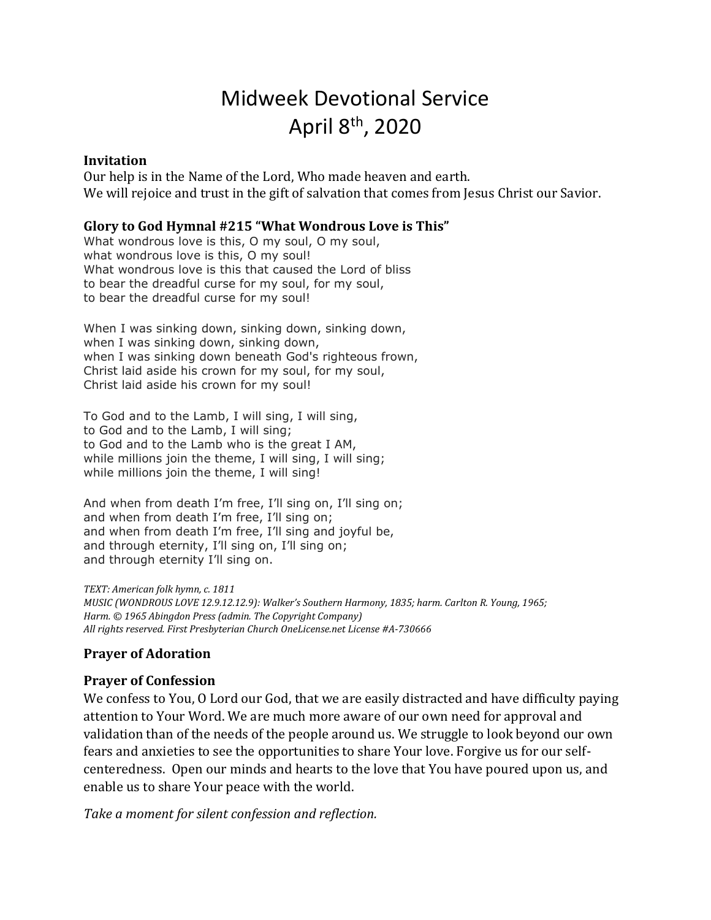# Midweek Devotional Service
# April 8th, 2020

**Invitation**

Our help is in the Name of the Lord, Who made heaven and earth.
We will rejoice and trust in the gift of salvation that comes from Jesus Christ our Savior.

**Glory to God Hymnal #215 "What Wondrous Love is This"**

What wondrous love is this, O my soul, O my soul,
what wondrous love is this, O my soul!
What wondrous love is this that caused the Lord of bliss
to bear the dreadful curse for my soul, for my soul,
to bear the dreadful curse for my soul!

When I was sinking down, sinking down, sinking down,
when I was sinking down, sinking down,
when I was sinking down beneath God's righteous frown,
Christ laid aside his crown for my soul, for my soul,
Christ laid aside his crown for my soul!

To God and to the Lamb, I will sing, I will sing,
to God and to the Lamb, I will sing;
to God and to the Lamb who is the great I AM,
while millions join the theme, I will sing, I will sing;
while millions join the theme, I will sing!

And when from death I'm free, I'll sing on, I'll sing on;
and when from death I'm free, I'll sing on;
and when from death I'm free, I'll sing and joyful be,
and through eternity, I'll sing on, I'll sing on;
and through eternity I'll sing on.

*TEXT: American folk hymn, c. 1811*
*MUSIC (WONDROUS LOVE 12.9.12.12.9): Walker's Southern Harmony, 1835; harm. Carlton R. Young, 1965;*
*Harm. © 1965 Abingdon Press (admin. The Copyright Company)*
*All rights reserved. First Presbyterian Church OneLicense.net License #A-730666*

**Prayer of Adoration**

**Prayer of Confession**

We confess to You, O Lord our God, that we are easily distracted and have difficulty paying attention to Your Word. We are much more aware of our own need for approval and validation than of the needs of the people around us. We struggle to look beyond our own fears and anxieties to see the opportunities to share Your love. Forgive us for our self-centeredness. Open our minds and hearts to the love that You have poured upon us, and enable us to share Your peace with the world.

*Take a moment for silent confession and reflection.*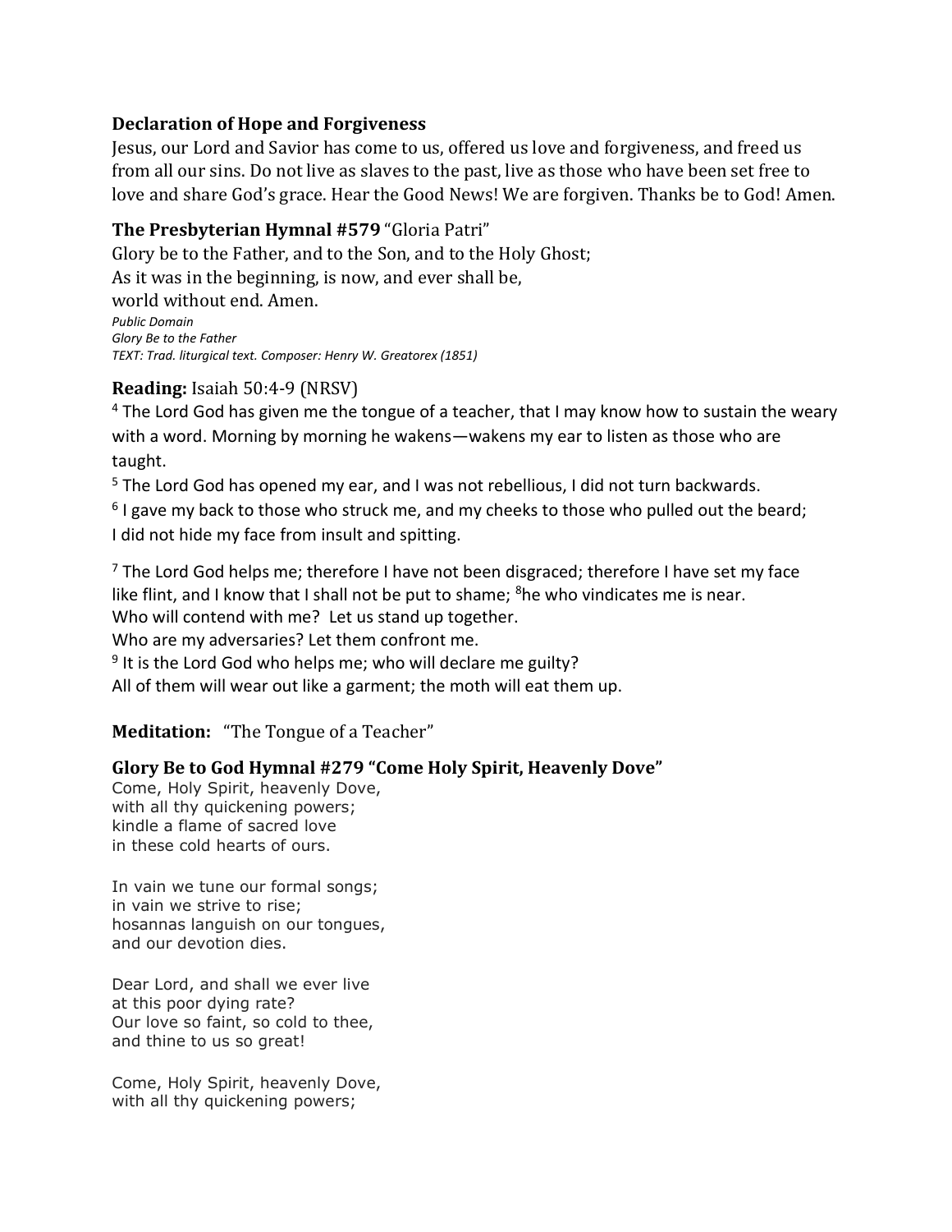**Declaration of Hope and Forgiveness**

Jesus, our Lord and Savior has come to us, offered us love and forgiveness, and freed us from all our sins. Do not live as slaves to the past, live as those who have been set free to love and share God's grace. Hear the Good News! We are forgiven. Thanks be to God! Amen.

**The Presbyterian Hymnal #579** "Gloria Patri"

Glory be to the Father, and to the Son, and to the Holy Ghost;
As it was in the beginning, is now, and ever shall be,
world without end. Amen.

*Public Domain*
*Glory Be to the Father*
*TEXT: Trad. liturgical text. Composer: Henry W. Greatorex (1851)*

**Reading:** Isaiah 50:4-9 (NRSV)

[4] The Lord God has given me the tongue of a teacher, that I may know how to sustain the weary with a word. Morning by morning he wakens—wakens my ear to listen as those who are taught.

[5] The Lord God has opened my ear, and I was not rebellious, I did not turn backwards.

[6] I gave my back to those who struck me, and my cheeks to those who pulled out the beard; I did not hide my face from insult and spitting.

[7] The Lord God helps me; therefore I have not been disgraced; therefore I have set my face like flint, and I know that I shall not be put to shame; [8]he who vindicates me is near.
Who will contend with me? Let us stand up together.
Who are my adversaries? Let them confront me.

[9] It is the Lord God who helps me; who will declare me guilty?
All of them will wear out like a garment; the moth will eat them up.

**Meditation:** "The Tongue of a Teacher"

**Glory Be to God Hymnal #279 "Come Holy Spirit, Heavenly Dove"**

Come, Holy Spirit, heavenly Dove,
with all thy quickening powers;
kindle a flame of sacred love
in these cold hearts of ours.

In vain we tune our formal songs;
in vain we strive to rise;
hosannas languish on our tongues,
and our devotion dies.

Dear Lord, and shall we ever live
at this poor dying rate?
Our love so faint, so cold to thee,
and thine to us so great!

Come, Holy Spirit, heavenly Dove,
with all thy quickening powers;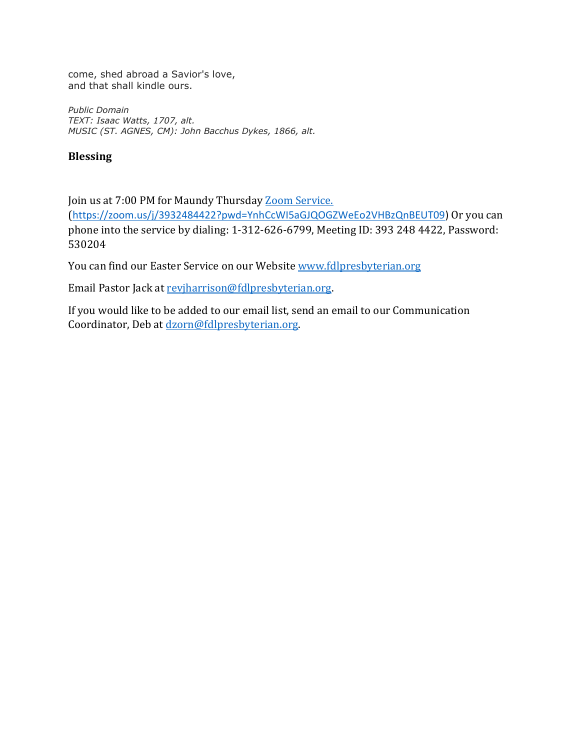come, shed abroad a Savior's love,
and that shall kindle ours.

*Public Domain*
*TEXT: Isaac Watts, 1707, alt.*
*MUSIC (ST. AGNES, CM): John Bacchus Dykes, 1866, alt.*

### Blessing

Join us at 7:00 PM for Maundy Thursday [Zoom Service.](https://zoom.us/j/3932484422?pwd=YnhCcWI5aGJQOGZWeEo2VHBzQnBEUT09) ([https://zoom.us/j/3932484422?pwd=YnhCcWI5aGJQOGZWeEo2VHBzQnBEUT09](https://zoom.us/j/3932484422?pwd=YnhCcWI5aGJQOGZWeEo2VHBzQnBEUT09)) Or you can phone into the service by dialing: 1-312-626-6799, Meeting ID: 393 248 4422, Password: 530204

You can find our Easter Service on our Website [www.fdlpresbyterian.org](http://www.fdlpresbyterian.org)

Email Pastor Jack at [revjharrison@fdlpresbyterian.org](mailto:revjharrison@fdlpresbyterian.org).

If you would like to be added to our email list, send an email to our Communication Coordinator, Deb at [dzorn@fdlpresbyterian.org](mailto:dzorn@fdlpresbyterian.org).